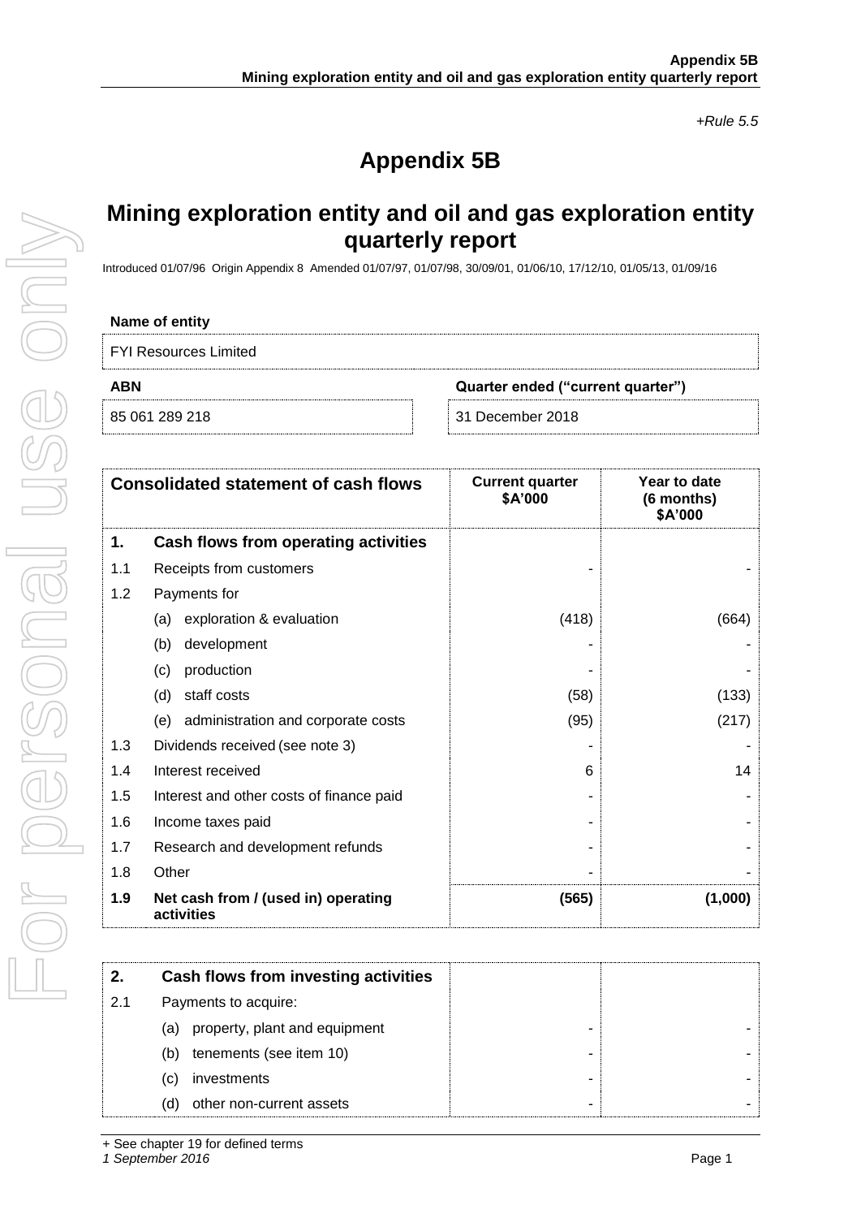*+Rule 5.5*

# Appendix 5B

## Mining exploration entity and oil and gas exploration entity quarterly report

Introduced 01/07/96 Origin Appendix 8 Amended 01/07/97, 01/07/98, 30/09/01, 01/06/10, 17/12/10, 01/05/13, 01/09/16

| Name of entity | |
|---|---|
| FYI Resources Limited | |
| **ABN** | **Quarter ended ("current quarter")** |
| 85 061 289 218 | 31 December 2018 |

| | Consolidated statement of cash flows | Current quarter $A'000 | Year to date (6 months) $A'000 |
|---|---|---|---|
| **1.** | **Cash flows from operating activities** | | |
| 1.1 | Receipts from customers | - | - |
| 1.2 | Payments for | | |
| | (a) exploration & evaluation | (418) | (664) |
| | (b) development | - | - |
| | (c) production | - | - |
| | (d) staff costs | (58) | (133) |
| | (e) administration and corporate costs | (95) | (217) |
| 1.3 | Dividends received (see note 3) | - | - |
| 1.4 | Interest received | 6 | 14 |
| 1.5 | Interest and other costs of finance paid | - | - |
| 1.6 | Income taxes paid | - | - |
| 1.7 | Research and development refunds | - | - |
| 1.8 | Other | - | - |
| **1.9** | **Net cash from / (used in) operating activities** | **(565)** | **(1,000)** |

| | | | |
|---|---|---|---|
| **2.** | **Cash flows from investing activities** | | |
| 2.1 | Payments to acquire: | | |
| | (a) property, plant and equipment | - | - |
| | (b) tenements (see item 10) | - | - |
| | (c) investments | - | - |
| | (d) other non-current assets | - | - |

+ See chapter 19 for defined terms
*1 September 2016*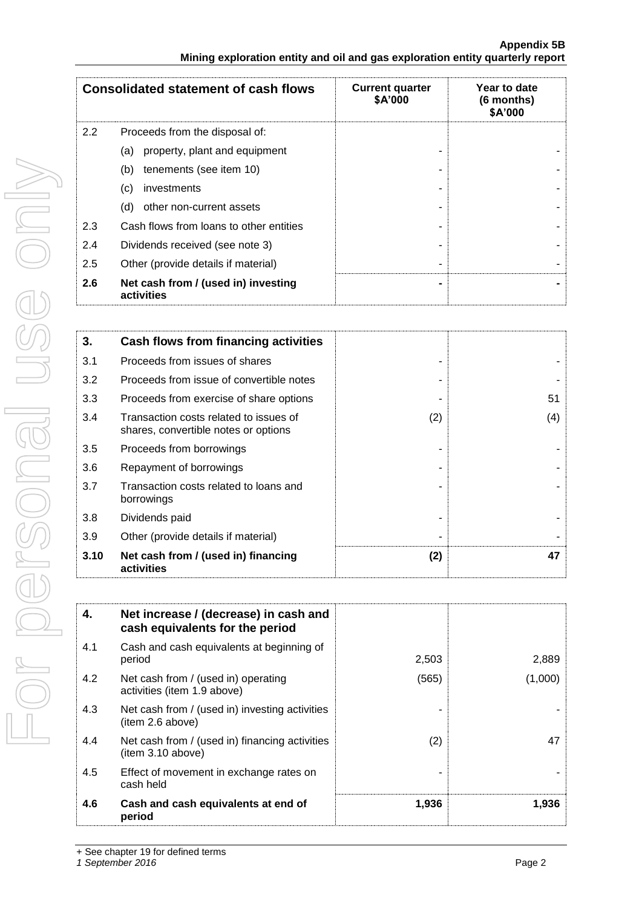| Consolidated statement of cash flows | | Current quarter $A'000 | Year to date (6 months) $A'000 |
|---|---|---|---|
| 2.2 | Proceeds from the disposal of: | | |
| | (a) property, plant and equipment | - | - |
| | (b) tenements (see item 10) | - | - |
| | (c) investments | - | - |
| | (d) other non-current assets | - | - |
| 2.3 | Cash flows from loans to other entities | - | - |
| 2.4 | Dividends received (see note 3) | - | - |
| 2.5 | Other (provide details if material) | - | - |
| **2.6** | **Net cash from / (used in) investing activities** | **-** | **-** |

| **3.** | **Cash flows from financing activities** | | |
|---|---|---|---|
| 3.1 | Proceeds from issues of shares | - | - |
| 3.2 | Proceeds from issue of convertible notes | - | - |
| 3.3 | Proceeds from exercise of share options | - | 51 |
| 3.4 | Transaction costs related to issues of shares, convertible notes or options | (2) | (4) |
| 3.5 | Proceeds from borrowings | - | - |
| 3.6 | Repayment of borrowings | - | - |
| 3.7 | Transaction costs related to loans and borrowings | - | - |
| 3.8 | Dividends paid | - | - |
| 3.9 | Other (provide details if material) | - | - |
| **3.10** | **Net cash from / (used in) financing activities** | **(2)** | **47** |

| **4.** | **Net increase / (decrease) in cash and cash equivalents for the period** | | |
|---|---|---|---|
| 4.1 | Cash and cash equivalents at beginning of period | 2,503 | 2,889 |
| 4.2 | Net cash from / (used in) operating activities (item 1.9 above) | (565) | (1,000) |
| 4.3 | Net cash from / (used in) investing activities (item 2.6 above) | - | - |
| 4.4 | Net cash from / (used in) financing activities (item 3.10 above) | (2) | 47 |
| 4.5 | Effect of movement in exchange rates on cash held | - | - |
| **4.6** | **Cash and cash equivalents at end of period** | **1,936** | **1,936** |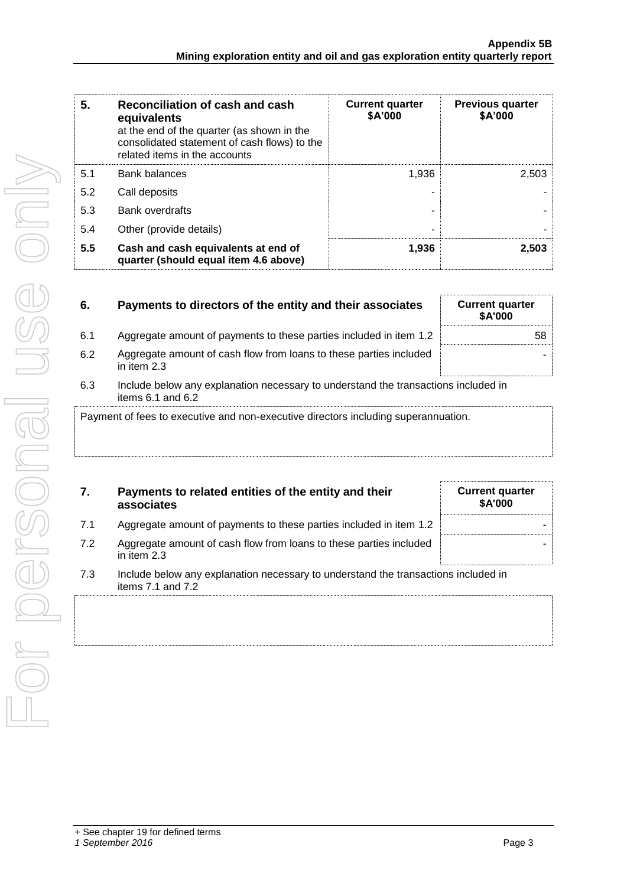| 5. | **Reconciliation of cash and cash equivalents** at the end of the quarter (as shown in the consolidated statement of cash flows) to the related items in the accounts | **Current quarter $A'000** | **Previous quarter $A'000** |
|---|---|---|---|
| 5.1 | Bank balances | 1,936 | 2,503 |
| 5.2 | Call deposits | - | - |
| 5.3 | Bank overdrafts | - | - |
| 5.4 | Other (provide details) | - | - |
| **5.5** | **Cash and cash equivalents at end of quarter (should equal item 4.6 above)** | **1,936** | **2,503** |

| 6. | **Payments to directors of the entity and their associates** | **Current quarter $A'000** |
|---|---|---|
| 6.1 | Aggregate amount of payments to these parties included in item 1.2 | 58 |
| 6.2 | Aggregate amount of cash flow from loans to these parties included in item 2.3 | - |

6.3 Include below any explanation necessary to understand the transactions included in items 6.1 and 6.2

Payment of fees to executive and non-executive directors including superannuation.

| 7. | **Payments to related entities of the entity and their associates** | **Current quarter $A'000** |
|---|---|---|
| 7.1 | Aggregate amount of payments to these parties included in item 1.2 | - |
| 7.2 | Aggregate amount of cash flow from loans to these parties included in item 2.3 | - |

7.3 Include below any explanation necessary to understand the transactions included in items 7.1 and 7.2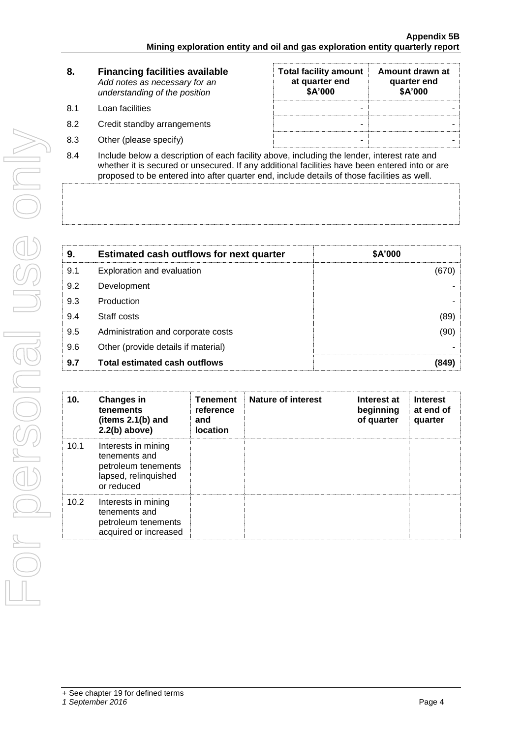| 8. | Financing facilities available *Add notes as necessary for an understanding of the position* | Total facility amount at quarter end \$A'000 | Amount drawn at quarter end \$A'000 |
|---|---|---|---|
| 8.1 | Loan facilities | - | - |
| 8.2 | Credit standby arrangements | - | - |
| 8.3 | Other (please specify) | - | - |

8.4 Include below a description of each facility above, including the lender, interest rate and whether it is secured or unsecured. If any additional facilities have been entered into or are proposed to be entered into after quarter end, include details of those facilities as well.

| 9. | Estimated cash outflows for next quarter | \$A'000 |
|---|---|---|
| 9.1 | Exploration and evaluation | (670) |
| 9.2 | Development | - |
| 9.3 | Production | - |
| 9.4 | Staff costs | (89) |
| 9.5 | Administration and corporate costs | (90) |
| 9.6 | Other (provide details if material) | - |
| **9.7** | **Total estimated cash outflows** | **(849)** |

| 10. | Changes in tenements (items 2.1(b) and 2.2(b) above) | Tenement reference and location | Nature of interest | Interest at beginning of quarter | Interest at end of quarter |
|---|---|---|---|---|---|
| 10.1 | Interests in mining tenements and petroleum tenements lapsed, relinquished or reduced | | | | |
| 10.2 | Interests in mining tenements and petroleum tenements acquired or increased | | | | |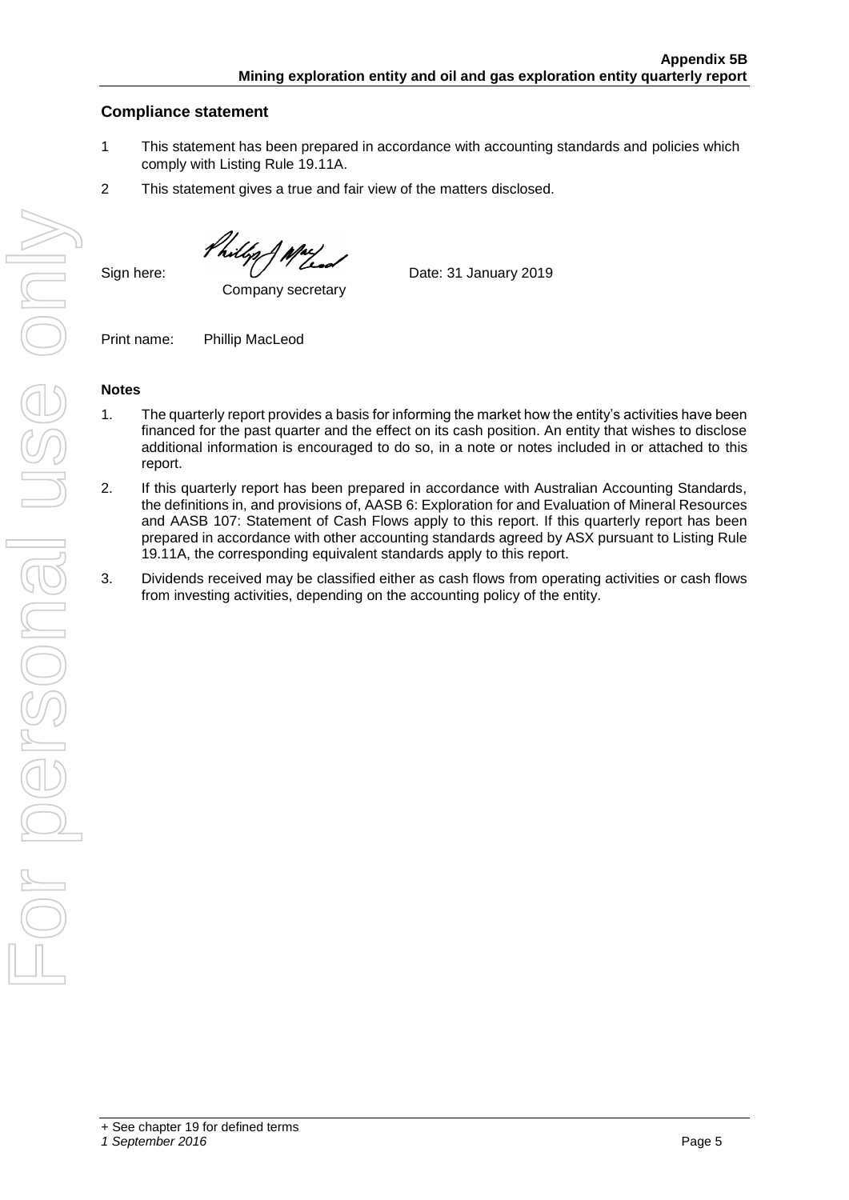## Compliance statement

1 This statement has been prepared in accordance with accounting standards and policies which comply with Listing Rule 19.11A.

2 This statement gives a true and fair view of the matters disclosed.

Sign here: Company secretary Date: 31 January 2019

Print name: Phillip MacLeod

### Notes

1. The quarterly report provides a basis for informing the market how the entity's activities have been financed for the past quarter and the effect on its cash position. An entity that wishes to disclose additional information is encouraged to do so, in a note or notes included in or attached to this report.
2. If this quarterly report has been prepared in accordance with Australian Accounting Standards, the definitions in, and provisions of, AASB 6: Exploration for and Evaluation of Mineral Resources and AASB 107: Statement of Cash Flows apply to this report. If this quarterly report has been prepared in accordance with other accounting standards agreed by ASX pursuant to Listing Rule 19.11A, the corresponding equivalent standards apply to this report.
3. Dividends received may be classified either as cash flows from operating activities or cash flows from investing activities, depending on the accounting policy of the entity.